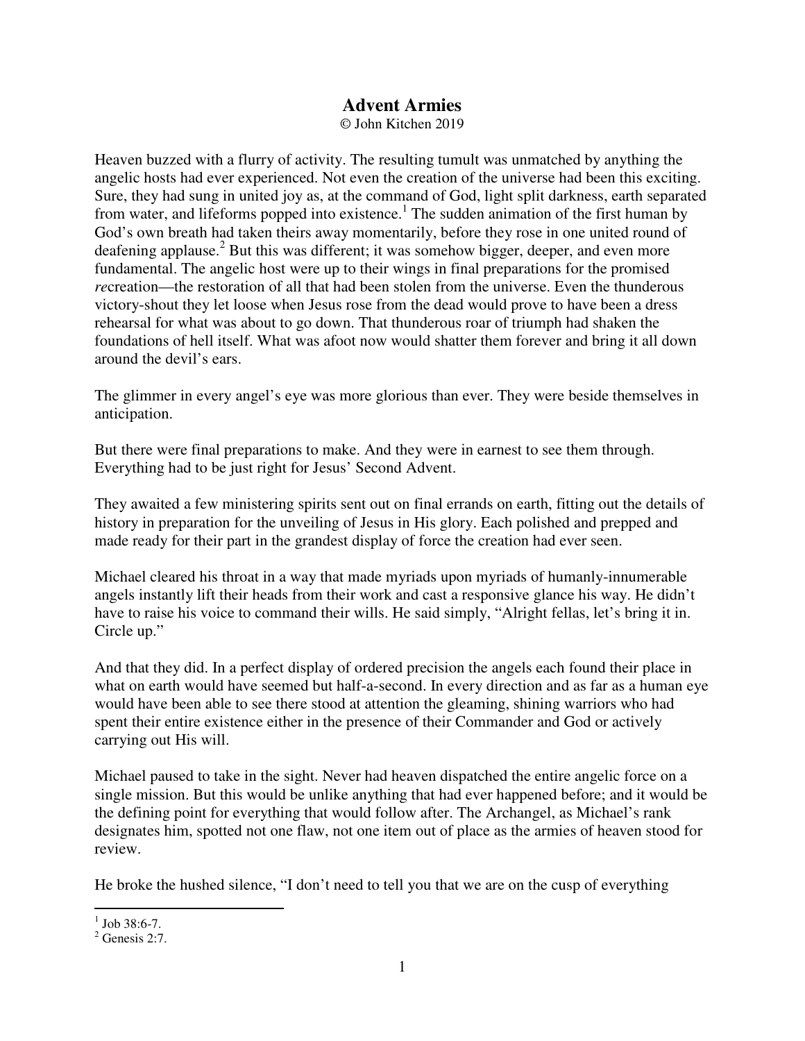# Advent Armies

© John Kitchen 2019

Heaven buzzed with a flurry of activity. The resulting tumult was unmatched by anything the angelic hosts had ever experienced. Not even the creation of the universe had been this exciting. Sure, they had sung in united joy as, at the command of God, light split darkness, earth separated from water, and lifeforms popped into existence.[1] The sudden animation of the first human by God's own breath had taken theirs away momentarily, before they rose in one united round of deafening applause.[2] But this was different; it was somehow bigger, deeper, and even more fundamental. The angelic host were up to their wings in final preparations for the promised *re*creation—the restoration of all that had been stolen from the universe. Even the thunderous victory-shout they let loose when Jesus rose from the dead would prove to have been a dress rehearsal for what was about to go down. That thunderous roar of triumph had shaken the foundations of hell itself. What was afoot now would shatter them forever and bring it all down around the devil's ears.

The glimmer in every angel's eye was more glorious than ever. They were beside themselves in anticipation.

But there were final preparations to make. And they were in earnest to see them through. Everything had to be just right for Jesus' Second Advent.

They awaited a few ministering spirits sent out on final errands on earth, fitting out the details of history in preparation for the unveiling of Jesus in His glory. Each polished and prepped and made ready for their part in the grandest display of force the creation had ever seen.

Michael cleared his throat in a way that made myriads upon myriads of humanly-innumerable angels instantly lift their heads from their work and cast a responsive glance his way. He didn't have to raise his voice to command their wills. He said simply, "Alright fellas, let's bring it in. Circle up."

And that they did. In a perfect display of ordered precision the angels each found their place in what on earth would have seemed but half-a-second. In every direction and as far as a human eye would have been able to see there stood at attention the gleaming, shining warriors who had spent their entire existence either in the presence of their Commander and God or actively carrying out His will.

Michael paused to take in the sight. Never had heaven dispatched the entire angelic force on a single mission. But this would be unlike anything that had ever happened before; and it would be the defining point for everything that would follow after. The Archangel, as Michael's rank designates him, spotted not one flaw, not one item out of place as the armies of heaven stood for review.

He broke the hushed silence, "I don't need to tell you that we are on the cusp of everything

---

[1] Job 38:6-7.

[2] Genesis 2:7.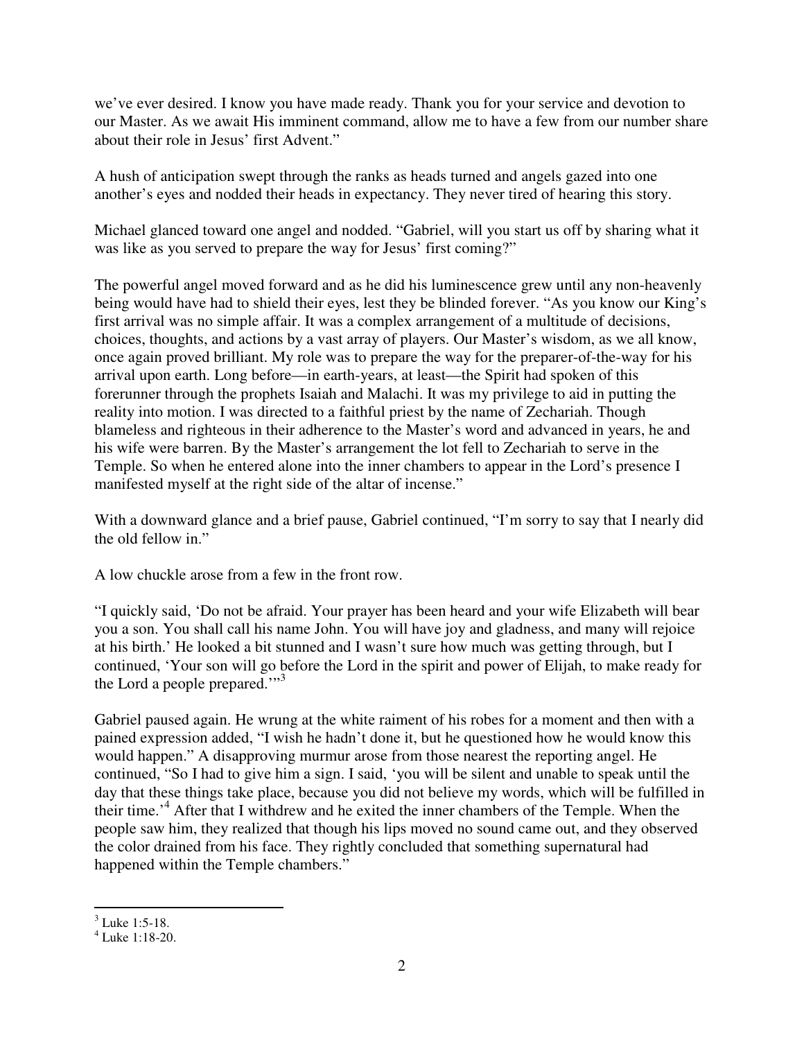we've ever desired. I know you have made ready. Thank you for your service and devotion to our Master. As we await His imminent command, allow me to have a few from our number share about their role in Jesus' first Advent."

A hush of anticipation swept through the ranks as heads turned and angels gazed into one another's eyes and nodded their heads in expectancy. They never tired of hearing this story.

Michael glanced toward one angel and nodded. "Gabriel, will you start us off by sharing what it was like as you served to prepare the way for Jesus' first coming?"

The powerful angel moved forward and as he did his luminescence grew until any non-heavenly being would have had to shield their eyes, lest they be blinded forever. "As you know our King's first arrival was no simple affair. It was a complex arrangement of a multitude of decisions, choices, thoughts, and actions by a vast array of players. Our Master's wisdom, as we all know, once again proved brilliant. My role was to prepare the way for the preparer-of-the-way for his arrival upon earth. Long before—in earth-years, at least—the Spirit had spoken of this forerunner through the prophets Isaiah and Malachi. It was my privilege to aid in putting the reality into motion. I was directed to a faithful priest by the name of Zechariah. Though blameless and righteous in their adherence to the Master's word and advanced in years, he and his wife were barren. By the Master's arrangement the lot fell to Zechariah to serve in the Temple. So when he entered alone into the inner chambers to appear in the Lord's presence I manifested myself at the right side of the altar of incense."

With a downward glance and a brief pause, Gabriel continued, "I'm sorry to say that I nearly did the old fellow in."

A low chuckle arose from a few in the front row.

"I quickly said, 'Do not be afraid. Your prayer has been heard and your wife Elizabeth will bear you a son. You shall call his name John. You will have joy and gladness, and many will rejoice at his birth.' He looked a bit stunned and I wasn't sure how much was getting through, but I continued, 'Your son will go before the Lord in the spirit and power of Elijah, to make ready for the Lord a people prepared.'"[3]

Gabriel paused again. He wrung at the white raiment of his robes for a moment and then with a pained expression added, "I wish he hadn't done it, but he questioned how he would know this would happen." A disapproving murmur arose from those nearest the reporting angel. He continued, "So I had to give him a sign. I said, 'you will be silent and unable to speak until the day that these things take place, because you did not believe my words, which will be fulfilled in their time.'[4] After that I withdrew and he exited the inner chambers of the Temple. When the people saw him, they realized that though his lips moved no sound came out, and they observed the color drained from his face. They rightly concluded that something supernatural had happened within the Temple chambers."

---

[3] Luke 1:5-18.

[4] Luke 1:18-20.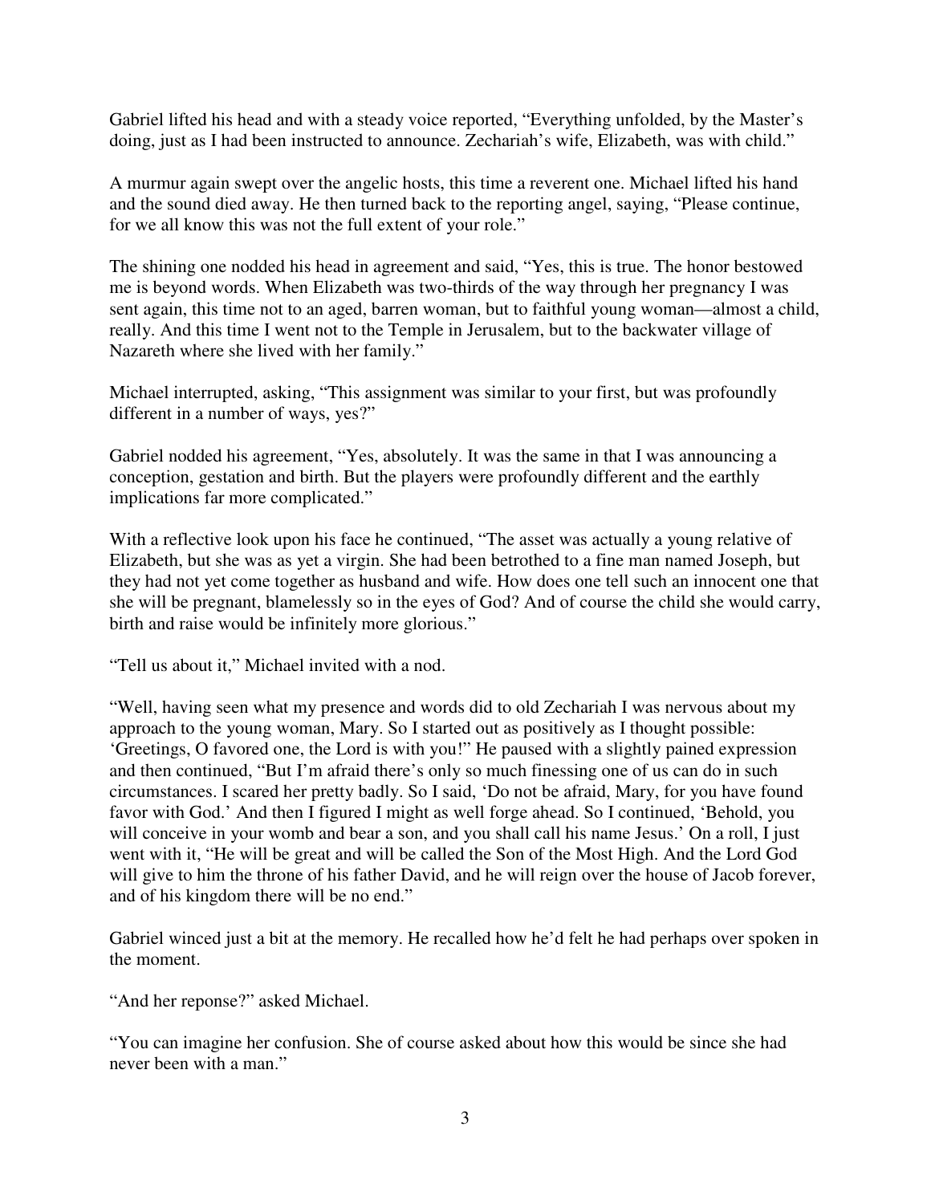Gabriel lifted his head and with a steady voice reported, "Everything unfolded, by the Master's doing, just as I had been instructed to announce. Zechariah's wife, Elizabeth, was with child."

A murmur again swept over the angelic hosts, this time a reverent one. Michael lifted his hand and the sound died away. He then turned back to the reporting angel, saying, "Please continue, for we all know this was not the full extent of your role."

The shining one nodded his head in agreement and said, "Yes, this is true. The honor bestowed me is beyond words. When Elizabeth was two-thirds of the way through her pregnancy I was sent again, this time not to an aged, barren woman, but to faithful young woman—almost a child, really. And this time I went not to the Temple in Jerusalem, but to the backwater village of Nazareth where she lived with her family."

Michael interrupted, asking, "This assignment was similar to your first, but was profoundly different in a number of ways, yes?"

Gabriel nodded his agreement, "Yes, absolutely. It was the same in that I was announcing a conception, gestation and birth. But the players were profoundly different and the earthly implications far more complicated."

With a reflective look upon his face he continued, "The asset was actually a young relative of Elizabeth, but she was as yet a virgin. She had been betrothed to a fine man named Joseph, but they had not yet come together as husband and wife. How does one tell such an innocent one that she will be pregnant, blamelessly so in the eyes of God? And of course the child she would carry, birth and raise would be infinitely more glorious."

"Tell us about it," Michael invited with a nod.

"Well, having seen what my presence and words did to old Zechariah I was nervous about my approach to the young woman, Mary. So I started out as positively as I thought possible: 'Greetings, O favored one, the Lord is with you!" He paused with a slightly pained expression and then continued, "But I'm afraid there's only so much finessing one of us can do in such circumstances. I scared her pretty badly. So I said, 'Do not be afraid, Mary, for you have found favor with God.' And then I figured I might as well forge ahead. So I continued, 'Behold, you will conceive in your womb and bear a son, and you shall call his name Jesus.' On a roll, I just went with it, "He will be great and will be called the Son of the Most High. And the Lord God will give to him the throne of his father David, and he will reign over the house of Jacob forever, and of his kingdom there will be no end."

Gabriel winced just a bit at the memory. He recalled how he'd felt he had perhaps over spoken in the moment.

"And her reponse?" asked Michael.

"You can imagine her confusion. She of course asked about how this would be since she had never been with a man."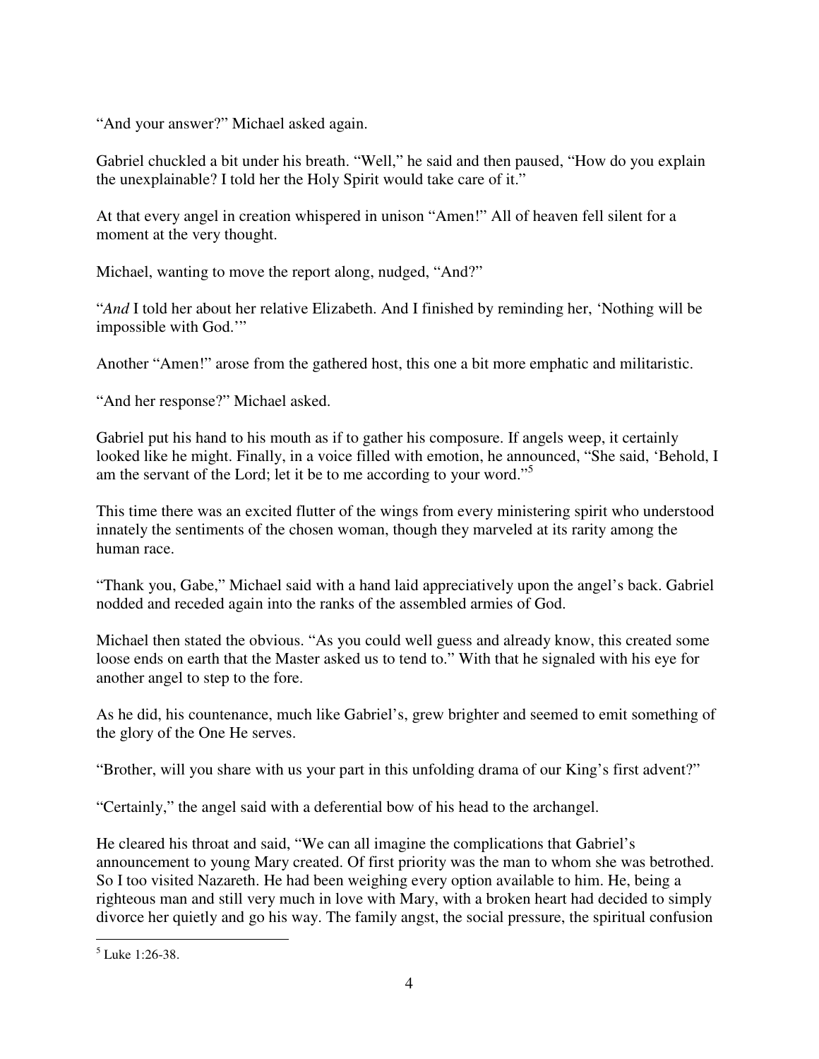"And your answer?" Michael asked again.

Gabriel chuckled a bit under his breath. "Well," he said and then paused, "How do you explain the unexplainable? I told her the Holy Spirit would take care of it."

At that every angel in creation whispered in unison "Amen!" All of heaven fell silent for a moment at the very thought.

Michael, wanting to move the report along, nudged, "And?"

"*And* I told her about her relative Elizabeth. And I finished by reminding her, 'Nothing will be impossible with God.'"

Another "Amen!" arose from the gathered host, this one a bit more emphatic and militaristic.

"And her response?" Michael asked.

Gabriel put his hand to his mouth as if to gather his composure. If angels weep, it certainly looked like he might. Finally, in a voice filled with emotion, he announced, "She said, 'Behold, I am the servant of the Lord; let it be to me according to your word.'"[5]

This time there was an excited flutter of the wings from every ministering spirit who understood innately the sentiments of the chosen woman, though they marveled at its rarity among the human race.

"Thank you, Gabe," Michael said with a hand laid appreciatively upon the angel's back. Gabriel nodded and receded again into the ranks of the assembled armies of God.

Michael then stated the obvious. "As you could well guess and already know, this created some loose ends on earth that the Master asked us to tend to." With that he signaled with his eye for another angel to step to the fore.

As he did, his countenance, much like Gabriel's, grew brighter and seemed to emit something of the glory of the One He serves.

"Brother, will you share with us your part in this unfolding drama of our King's first advent?"

"Certainly," the angel said with a deferential bow of his head to the archangel.

He cleared his throat and said, "We can all imagine the complications that Gabriel's announcement to young Mary created. Of first priority was the man to whom she was betrothed. So I too visited Nazareth. He had been weighing every option available to him. He, being a righteous man and still very much in love with Mary, with a broken heart had decided to simply divorce her quietly and go his way. The family angst, the social pressure, the spiritual confusion

---

[5] Luke 1:26-38.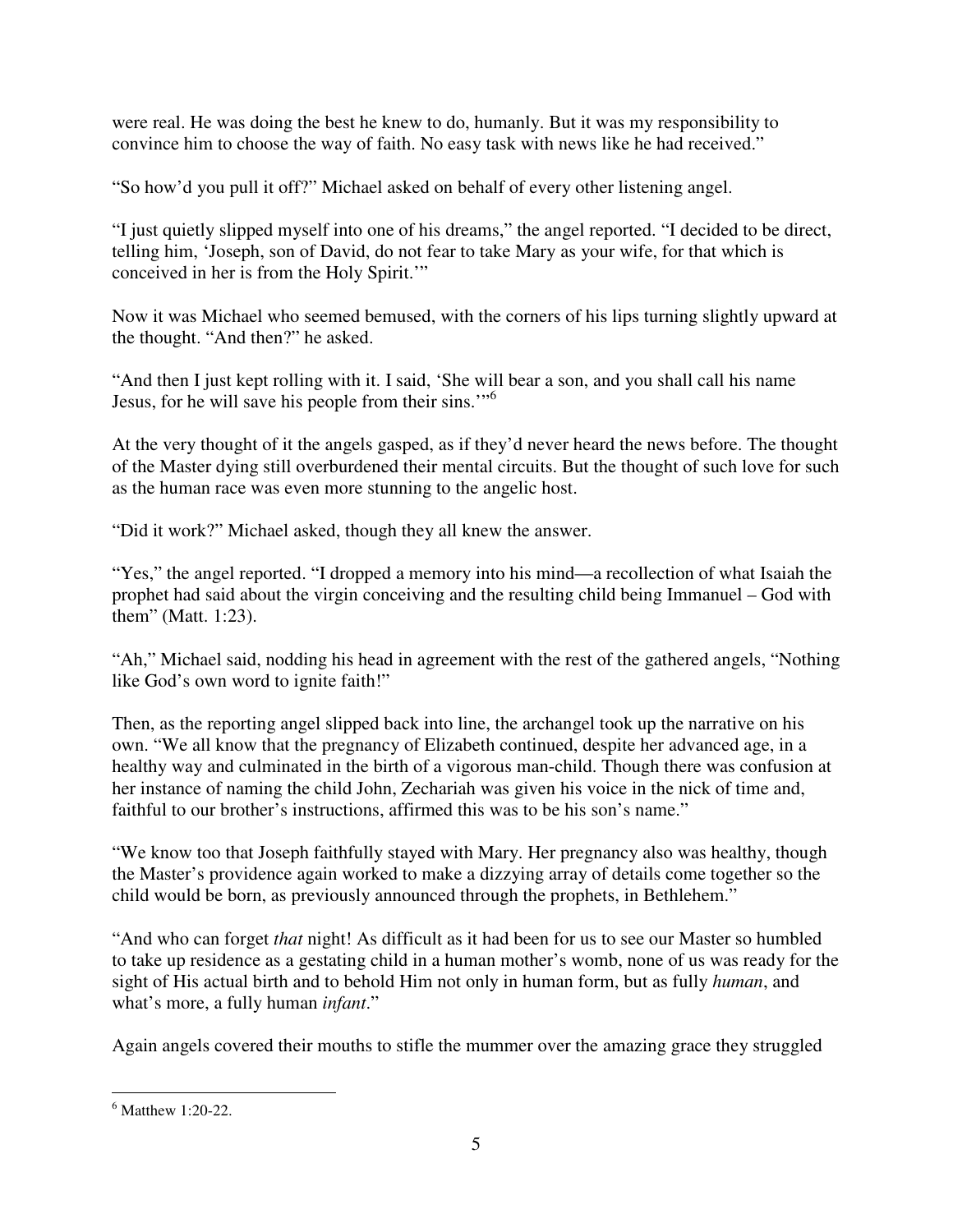were real. He was doing the best he knew to do, humanly. But it was my responsibility to convince him to choose the way of faith. No easy task with news like he had received."

"So how'd you pull it off?" Michael asked on behalf of every other listening angel.

"I just quietly slipped myself into one of his dreams," the angel reported. "I decided to be direct, telling him, 'Joseph, son of David, do not fear to take Mary as your wife, for that which is conceived in her is from the Holy Spirit.'"

Now it was Michael who seemed bemused, with the corners of his lips turning slightly upward at the thought. "And then?" he asked.

"And then I just kept rolling with it. I said, 'She will bear a son, and you shall call his name Jesus, for he will save his people from their sins.'"[6]

At the very thought of it the angels gasped, as if they'd never heard the news before. The thought of the Master dying still overburdened their mental circuits. But the thought of such love for such as the human race was even more stunning to the angelic host.

"Did it work?" Michael asked, though they all knew the answer.

"Yes," the angel reported. "I dropped a memory into his mind—a recollection of what Isaiah the prophet had said about the virgin conceiving and the resulting child being Immanuel – God with them" (Matt. 1:23).

"Ah," Michael said, nodding his head in agreement with the rest of the gathered angels, "Nothing like God's own word to ignite faith!"

Then, as the reporting angel slipped back into line, the archangel took up the narrative on his own. "We all know that the pregnancy of Elizabeth continued, despite her advanced age, in a healthy way and culminated in the birth of a vigorous man-child. Though there was confusion at her instance of naming the child John, Zechariah was given his voice in the nick of time and, faithful to our brother's instructions, affirmed this was to be his son's name."

"We know too that Joseph faithfully stayed with Mary. Her pregnancy also was healthy, though the Master's providence again worked to make a dizzying array of details come together so the child would be born, as previously announced through the prophets, in Bethlehem."

"And who can forget *that* night! As difficult as it had been for us to see our Master so humbled to take up residence as a gestating child in a human mother's womb, none of us was ready for the sight of His actual birth and to behold Him not only in human form, but as fully *human*, and what's more, a fully human *infant*."

Again angels covered their mouths to stifle the mummer over the amazing grace they struggled

---

[6] Matthew 1:20-22.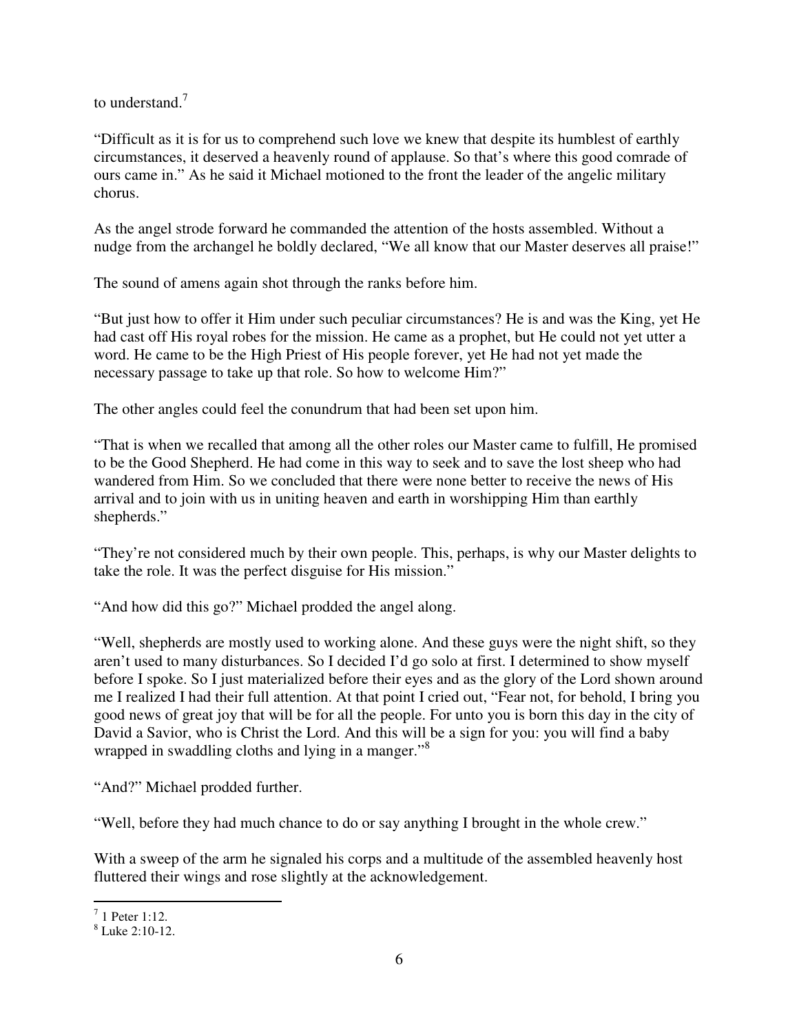to understand.[7]

"Difficult as it is for us to comprehend such love we knew that despite its humblest of earthly circumstances, it deserved a heavenly round of applause. So that's where this good comrade of ours came in." As he said it Michael motioned to the front the leader of the angelic military chorus.

As the angel strode forward he commanded the attention of the hosts assembled. Without a nudge from the archangel he boldly declared, "We all know that our Master deserves all praise!"

The sound of amens again shot through the ranks before him.

"But just how to offer it Him under such peculiar circumstances? He is and was the King, yet He had cast off His royal robes for the mission. He came as a prophet, but He could not yet utter a word. He came to be the High Priest of His people forever, yet He had not yet made the necessary passage to take up that role. So how to welcome Him?"

The other angles could feel the conundrum that had been set upon him.

"That is when we recalled that among all the other roles our Master came to fulfill, He promised to be the Good Shepherd. He had come in this way to seek and to save the lost sheep who had wandered from Him. So we concluded that there were none better to receive the news of His arrival and to join with us in uniting heaven and earth in worshipping Him than earthly shepherds."

"They're not considered much by their own people. This, perhaps, is why our Master delights to take the role. It was the perfect disguise for His mission."

"And how did this go?" Michael prodded the angel along.

"Well, shepherds are mostly used to working alone. And these guys were the night shift, so they aren't used to many disturbances. So I decided I'd go solo at first. I determined to show myself before I spoke. So I just materialized before their eyes and as the glory of the Lord shown around me I realized I had their full attention. At that point I cried out, "Fear not, for behold, I bring you good news of great joy that will be for all the people. For unto you is born this day in the city of David a Savior, who is Christ the Lord. And this will be a sign for you: you will find a baby wrapped in swaddling cloths and lying in a manger."[8]

"And?" Michael prodded further.

"Well, before they had much chance to do or say anything I brought in the whole crew."

With a sweep of the arm he signaled his corps and a multitude of the assembled heavenly host fluttered their wings and rose slightly at the acknowledgement.

---

[7] 1 Peter 1:12.

[8] Luke 2:10-12.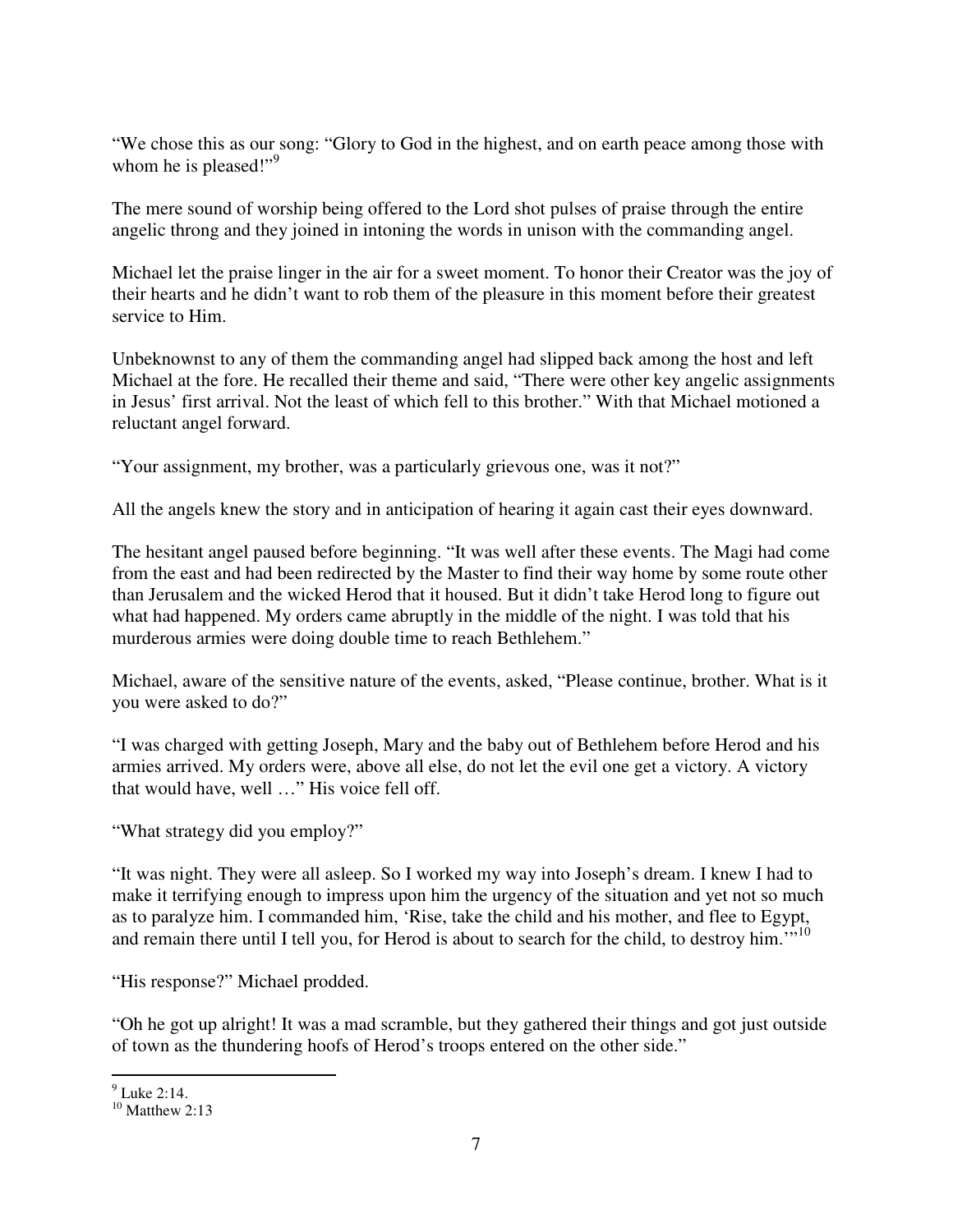"We chose this as our song: "Glory to God in the highest, and on earth peace among those with whom he is pleased!"[9]

The mere sound of worship being offered to the Lord shot pulses of praise through the entire angelic throng and they joined in intoning the words in unison with the commanding angel.

Michael let the praise linger in the air for a sweet moment. To honor their Creator was the joy of their hearts and he didn't want to rob them of the pleasure in this moment before their greatest service to Him.

Unbeknownst to any of them the commanding angel had slipped back among the host and left Michael at the fore. He recalled their theme and said, "There were other key angelic assignments in Jesus' first arrival. Not the least of which fell to this brother." With that Michael motioned a reluctant angel forward.

"Your assignment, my brother, was a particularly grievous one, was it not?"

All the angels knew the story and in anticipation of hearing it again cast their eyes downward.

The hesitant angel paused before beginning. "It was well after these events. The Magi had come from the east and had been redirected by the Master to find their way home by some route other than Jerusalem and the wicked Herod that it housed. But it didn't take Herod long to figure out what had happened. My orders came abruptly in the middle of the night. I was told that his murderous armies were doing double time to reach Bethlehem."

Michael, aware of the sensitive nature of the events, asked, "Please continue, brother. What is it you were asked to do?"

"I was charged with getting Joseph, Mary and the baby out of Bethlehem before Herod and his armies arrived. My orders were, above all else, do not let the evil one get a victory. A victory that would have, well …" His voice fell off.

"What strategy did you employ?"

"It was night. They were all asleep. So I worked my way into Joseph's dream. I knew I had to make it terrifying enough to impress upon him the urgency of the situation and yet not so much as to paralyze him. I commanded him, 'Rise, take the child and his mother, and flee to Egypt, and remain there until I tell you, for Herod is about to search for the child, to destroy him.'"[10]

"His response?" Michael prodded.

"Oh he got up alright! It was a mad scramble, but they gathered their things and got just outside of town as the thundering hoofs of Herod's troops entered on the other side."

---

[9] Luke 2:14.

[10] Matthew 2:13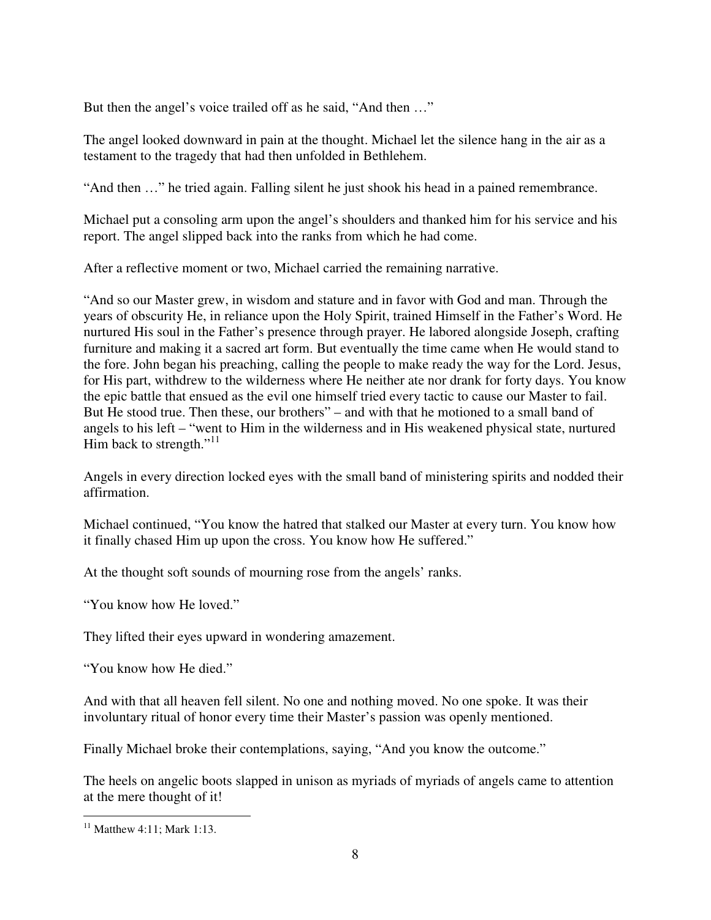But then the angel's voice trailed off as he said, "And then …"

The angel looked downward in pain at the thought. Michael let the silence hang in the air as a testament to the tragedy that had then unfolded in Bethlehem.

"And then …" he tried again. Falling silent he just shook his head in a pained remembrance.

Michael put a consoling arm upon the angel's shoulders and thanked him for his service and his report. The angel slipped back into the ranks from which he had come.

After a reflective moment or two, Michael carried the remaining narrative.

"And so our Master grew, in wisdom and stature and in favor with God and man. Through the years of obscurity He, in reliance upon the Holy Spirit, trained Himself in the Father's Word. He nurtured His soul in the Father's presence through prayer. He labored alongside Joseph, crafting furniture and making it a sacred art form. But eventually the time came when He would stand to the fore. John began his preaching, calling the people to make ready the way for the Lord. Jesus, for His part, withdrew to the wilderness where He neither ate nor drank for forty days. You know the epic battle that ensued as the evil one himself tried every tactic to cause our Master to fail. But He stood true. Then these, our brothers" – and with that he motioned to a small band of angels to his left – "went to Him in the wilderness and in His weakened physical state, nurtured Him back to strength."[11]

Angels in every direction locked eyes with the small band of ministering spirits and nodded their affirmation.

Michael continued, "You know the hatred that stalked our Master at every turn. You know how it finally chased Him up upon the cross. You know how He suffered."

At the thought soft sounds of mourning rose from the angels' ranks.

"You know how He loved."

They lifted their eyes upward in wondering amazement.

"You know how He died."

And with that all heaven fell silent. No one and nothing moved. No one spoke. It was their involuntary ritual of honor every time their Master's passion was openly mentioned.

Finally Michael broke their contemplations, saying, "And you know the outcome."

The heels on angelic boots slapped in unison as myriads of myriads of angels came to attention at the mere thought of it!

---

[11] Matthew 4:11; Mark 1:13.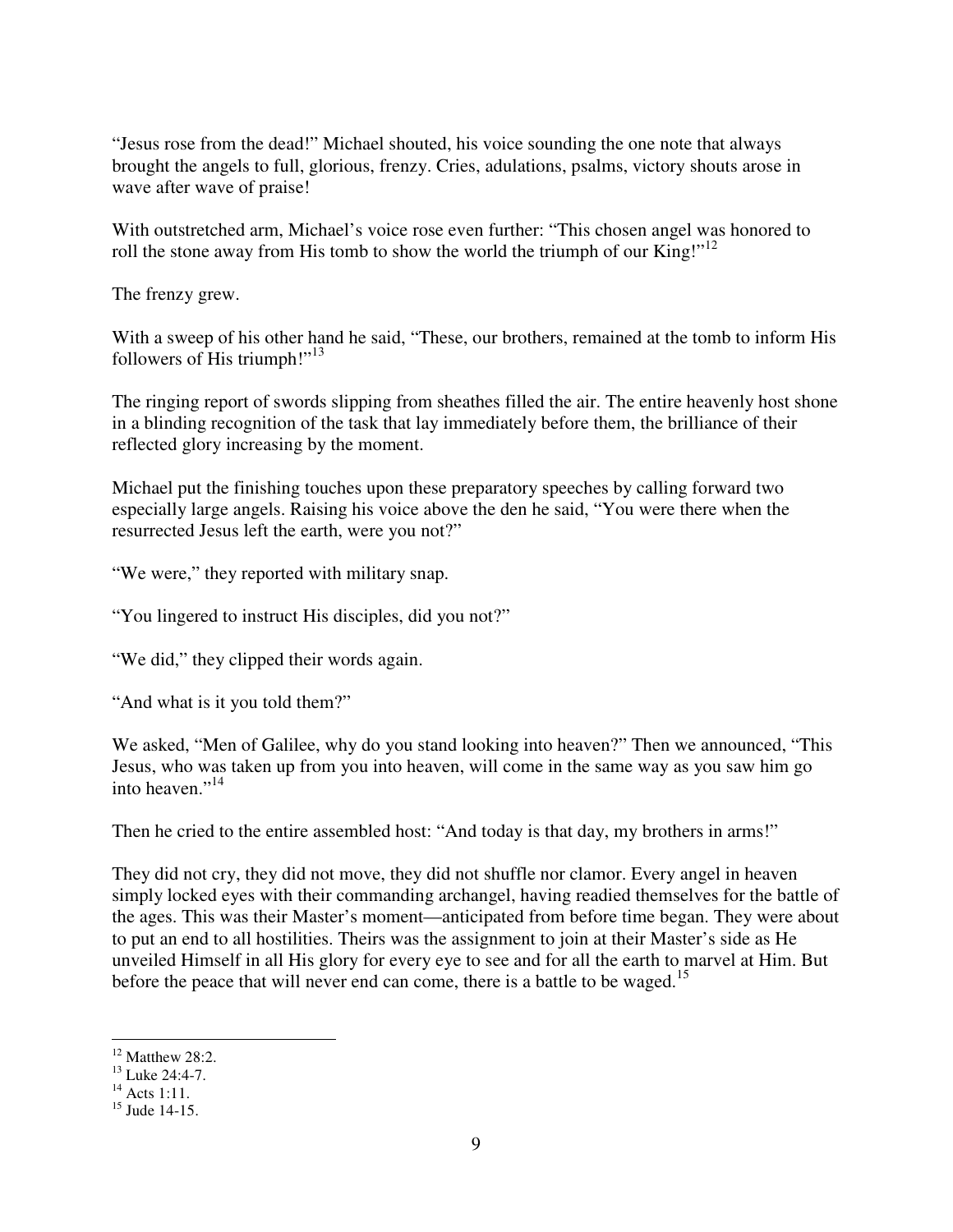"Jesus rose from the dead!" Michael shouted, his voice sounding the one note that always brought the angels to full, glorious, frenzy. Cries, adulations, psalms, victory shouts arose in wave after wave of praise!

With outstretched arm, Michael's voice rose even further: "This chosen angel was honored to roll the stone away from His tomb to show the world the triumph of our King!"[12]

The frenzy grew.

With a sweep of his other hand he said, "These, our brothers, remained at the tomb to inform His followers of His triumph!"[13]

The ringing report of swords slipping from sheathes filled the air. The entire heavenly host shone in a blinding recognition of the task that lay immediately before them, the brilliance of their reflected glory increasing by the moment.

Michael put the finishing touches upon these preparatory speeches by calling forward two especially large angels. Raising his voice above the den he said, "You were there when the resurrected Jesus left the earth, were you not?"

"We were," they reported with military snap.

"You lingered to instruct His disciples, did you not?"

"We did," they clipped their words again.

"And what is it you told them?"

We asked, "Men of Galilee, why do you stand looking into heaven?" Then we announced, "This Jesus, who was taken up from you into heaven, will come in the same way as you saw him go into heaven."[14]

Then he cried to the entire assembled host: "And today is that day, my brothers in arms!"

They did not cry, they did not move, they did not shuffle nor clamor. Every angel in heaven simply locked eyes with their commanding archangel, having readied themselves for the battle of the ages. This was their Master's moment—anticipated from before time began. They were about to put an end to all hostilities. Theirs was the assignment to join at their Master's side as He unveiled Himself in all His glory for every eye to see and for all the earth to marvel at Him. But before the peace that will never end can come, there is a battle to be waged.[15]

---

[12] Matthew 28:2.
[13] Luke 24:4-7.
[14] Acts 1:11.
[15] Jude 14-15.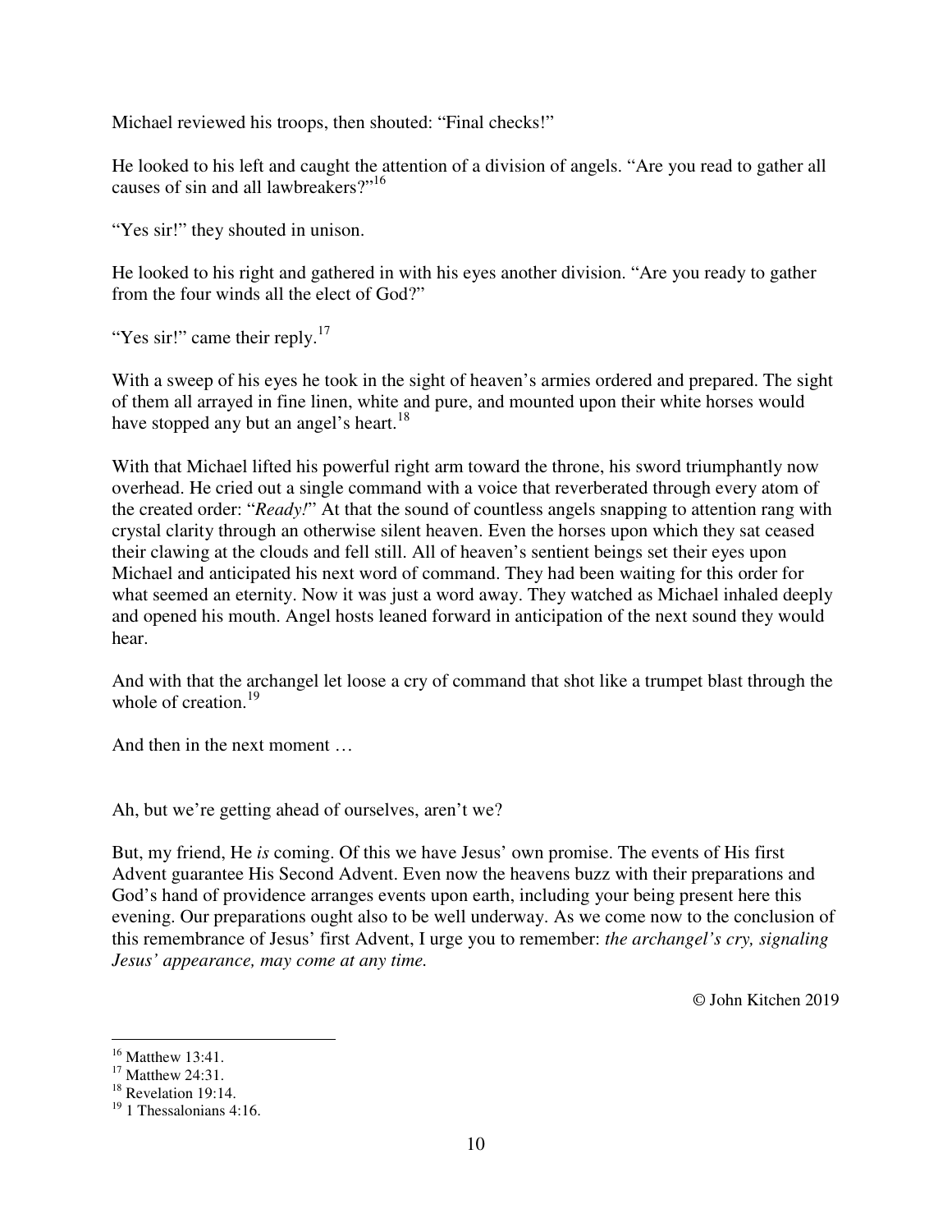Michael reviewed his troops, then shouted: "Final checks!"

He looked to his left and caught the attention of a division of angels. "Are you read to gather all causes of sin and all lawbreakers?"[16]

"Yes sir!" they shouted in unison.

He looked to his right and gathered in with his eyes another division. "Are you ready to gather from the four winds all the elect of God?"

"Yes sir!" came their reply.[17]

With a sweep of his eyes he took in the sight of heaven's armies ordered and prepared. The sight of them all arrayed in fine linen, white and pure, and mounted upon their white horses would have stopped any but an angel's heart.[18]

With that Michael lifted his powerful right arm toward the throne, his sword triumphantly now overhead. He cried out a single command with a voice that reverberated through every atom of the created order: "*Ready!*" At that the sound of countless angels snapping to attention rang with crystal clarity through an otherwise silent heaven. Even the horses upon which they sat ceased their clawing at the clouds and fell still. All of heaven's sentient beings set their eyes upon Michael and anticipated his next word of command. They had been waiting for this order for what seemed an eternity. Now it was just a word away. They watched as Michael inhaled deeply and opened his mouth. Angel hosts leaned forward in anticipation of the next sound they would hear.

And with that the archangel let loose a cry of command that shot like a trumpet blast through the whole of creation.[19]

And then in the next moment …

Ah, but we're getting ahead of ourselves, aren't we?

But, my friend, He *is* coming. Of this we have Jesus' own promise. The events of His first Advent guarantee His Second Advent. Even now the heavens buzz with their preparations and God's hand of providence arranges events upon earth, including your being present here this evening. Our preparations ought also to be well underway. As we come now to the conclusion of this remembrance of Jesus' first Advent, I urge you to remember: *the archangel's cry, signaling Jesus' appearance, may come at any time.*

© John Kitchen 2019

---

[16] Matthew 13:41.
[17] Matthew 24:31.
[18] Revelation 19:14.
[19] 1 Thessalonians 4:16.